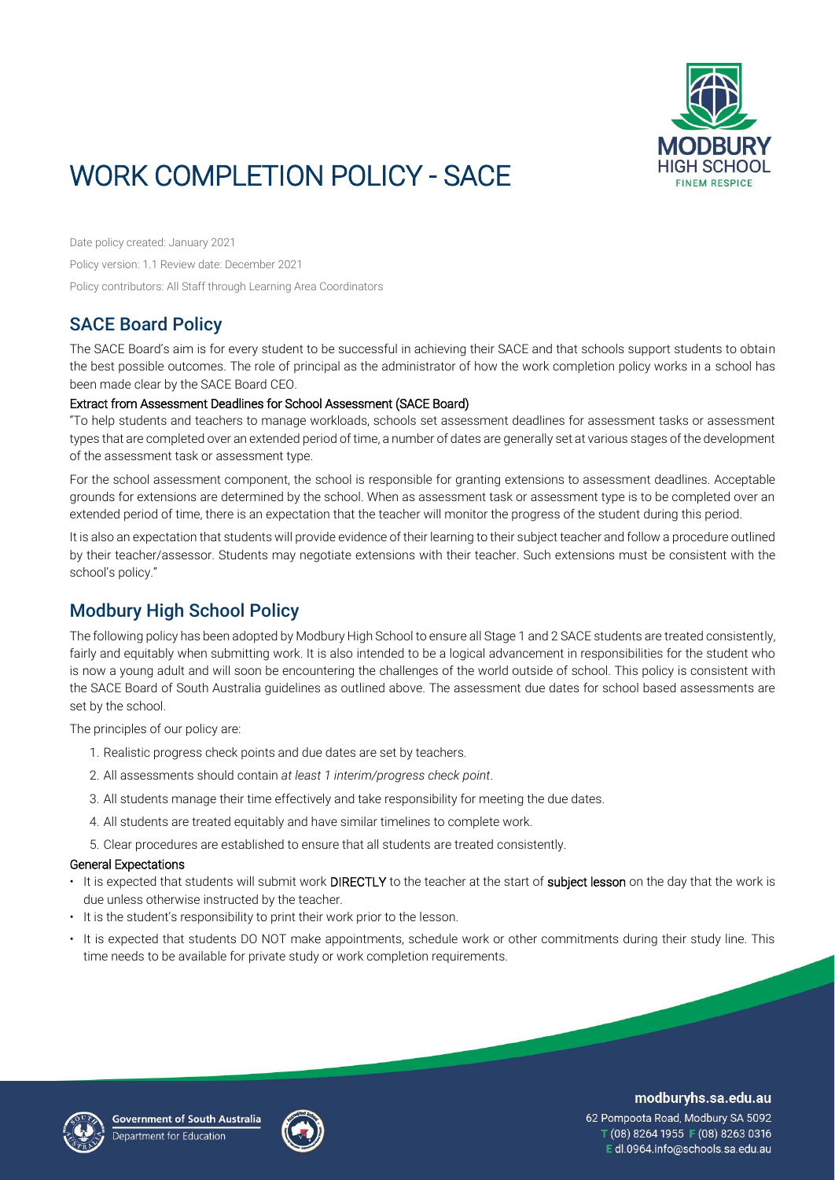# WORK COMPLETION POLICY - SACE

Date policy created: January 2021

Policy version: 1.1 Review date: December 2021

Policy contributors: All Staff through Learning Area Coordinators

## SACE Board Policy

The SACE Board's aim is for every student to be successful in achieving their SACE and that schools support students to obtain the best possible outcomes. The role of principal as the administrator of how the work completion policy works in a school has been made clear by the SACE Board CEO.

### Extract from Assessment Deadlines for School Assessment (SACE Board)

"To help students and teachers to manage workloads, schools set assessment deadlines for assessment tasks or assessment types that are completed over an extended period of time, a number of dates are generally set at various stages of the development of the assessment task or assessment type.

For the school assessment component, the school is responsible for granting extensions to assessment deadlines. Acceptable grounds for extensions are determined by the school. When as assessment task or assessment type is to be completed over an extended period of time, there is an expectation that the teacher will monitor the progress of the student during this period.

It is also an expectation that students will provide evidence of their learning to their subject teacher and follow a procedure outlined by their teacher/assessor. Students may negotiate extensions with their teacher. Such extensions must be consistent with the school's policy."

## Modbury High School Policy

The following policy has been adopted by Modbury High School to ensure all Stage 1 and 2 SACE students are treated consistently, fairly and equitably when submitting work. It is also intended to be a logical advancement in responsibilities for the student who is now a young adult and will soon be encountering the challenges of the world outside of school. This policy is consistent with the SACE Board of South Australia guidelines as outlined above. The assessment due dates for school based assessments are set by the school.

The principles of our policy are:

1. Realistic progress check points and due dates are set by teachers.
2. All assessments should contain *at least 1 interim/progress check point*.
3. All students manage their time effectively and take responsibility for meeting the due dates.
4. All students are treated equitably and have similar timelines to complete work.
5. Clear procedures are established to ensure that all students are treated consistently.

### General Expectations

- It is expected that students will submit work **DIRECTLY** to the teacher at the start of **subject lesson** on the day that the work is due unless otherwise instructed by the teacher.
- It is the student's responsibility to print their work prior to the lesson.
- It is expected that students DO NOT make appointments, schedule work or other commitments during their study line. This time needs to be available for private study or work completion requirements.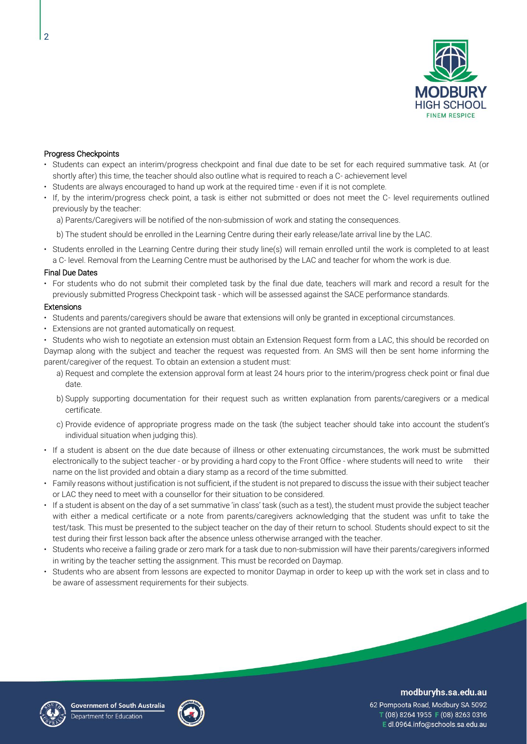### Progress Checkpoints

- Students can expect an interim/progress checkpoint and final due date to be set for each required summative task. At (or shortly after) this time, the teacher should also outline what is required to reach a C- achievement level
- Students are always encouraged to hand up work at the required time - even if it is not complete.
- If, by the interim/progress check point, a task is either not submitted or does not meet the C- level requirements outlined previously by the teacher:
  a) Parents/Caregivers will be notified of the non-submission of work and stating the consequences.
  b) The student should be enrolled in the Learning Centre during their early release/late arrival line by the LAC.
- Students enrolled in the Learning Centre during their study line(s) will remain enrolled until the work is completed to at least a C- level. Removal from the Learning Centre must be authorised by the LAC and teacher for whom the work is due.

### Final Due Dates

- For students who do not submit their completed task by the final due date, teachers will mark and record a result for the previously submitted Progress Checkpoint task - which will be assessed against the SACE performance standards.

### Extensions

- Students and parents/caregivers should be aware that extensions will only be granted in exceptional circumstances.
- Extensions are not granted automatically on request.
- Students who wish to negotiate an extension must obtain an Extension Request form from a LAC, this should be recorded on Daymap along with the subject and teacher the request was requested from. An SMS will then be sent home informing the parent/caregiver of the request. To obtain an extension a student must:
  a) Request and complete the extension approval form at least 24 hours prior to the interim/progress check point or final due date.
  b) Supply supporting documentation for their request such as written explanation from parents/caregivers or a medical certificate.
  c) Provide evidence of appropriate progress made on the task (the subject teacher should take into account the student's individual situation when judging this).
- If a student is absent on the due date because of illness or other extenuating circumstances, the work must be submitted electronically to the subject teacher - or by providing a hard copy to the Front Office - where students will need to write their name on the list provided and obtain a diary stamp as a record of the time submitted.
- Family reasons without justification is not sufficient, if the student is not prepared to discuss the issue with their subject teacher or LAC they need to meet with a counsellor for their situation to be considered.
- If a student is absent on the day of a set summative 'in class' task (such as a test), the student must provide the subject teacher with either a medical certificate or a note from parents/caregivers acknowledging that the student was unfit to take the test/task. This must be presented to the subject teacher on the day of their return to school. Students should expect to sit the test during their first lesson back after the absence unless otherwise arranged with the teacher.
- Students who receive a failing grade or zero mark for a task due to non-submission will have their parents/caregivers informed in writing by the teacher setting the assignment. This must be recorded on Daymap.
- Students who are absent from lessons are expected to monitor Daymap in order to keep up with the work set in class and to be aware of assessment requirements for their subjects.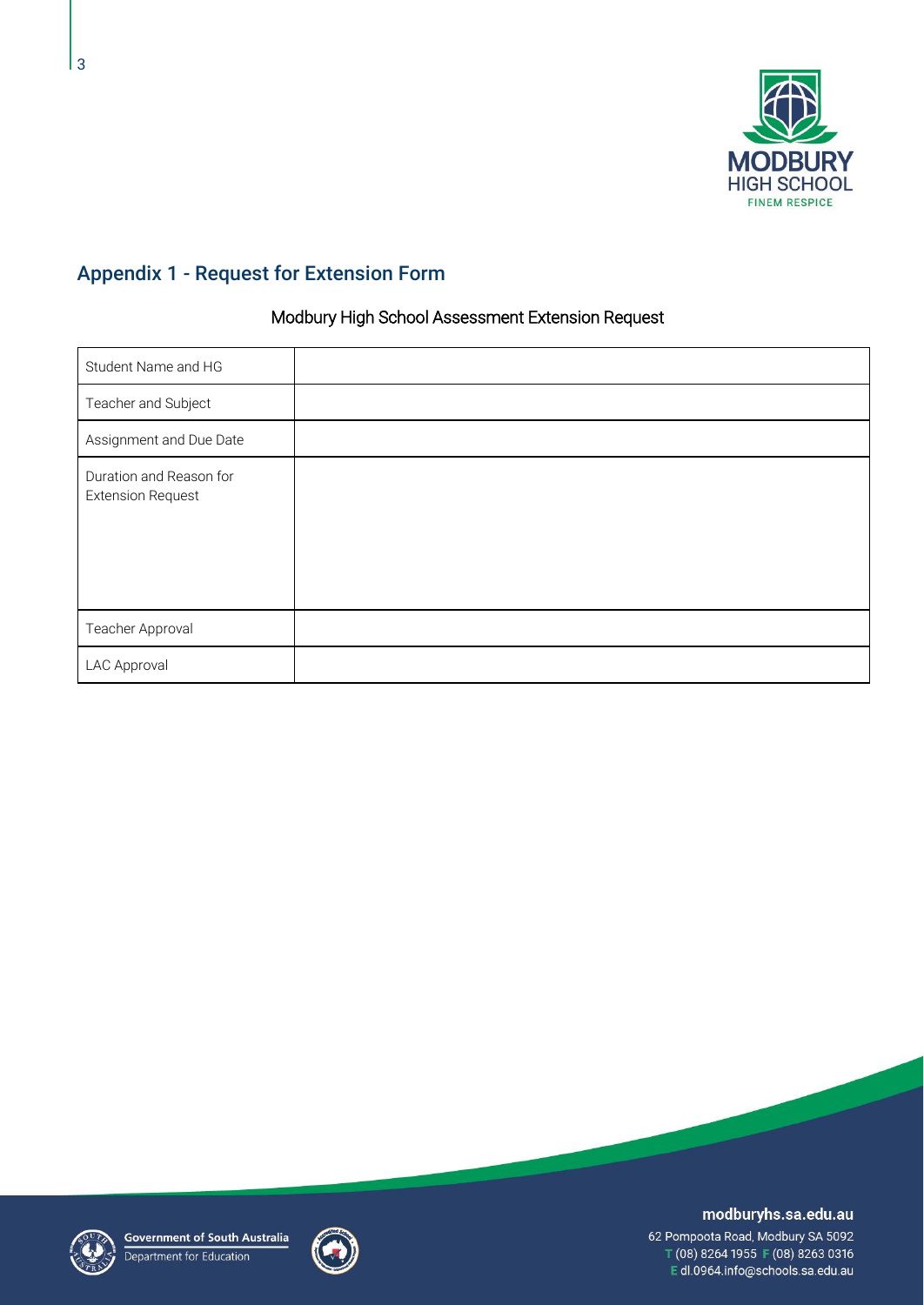## Appendix 1 - Request for Extension Form

Modbury High School Assessment Extension Request

| Student Name and HG | |
|---|---|
| Teacher and Subject | |
| Assignment and Due Date | |
| Duration and Reason for Extension Request | |
| Teacher Approval | |
| LAC Approval | |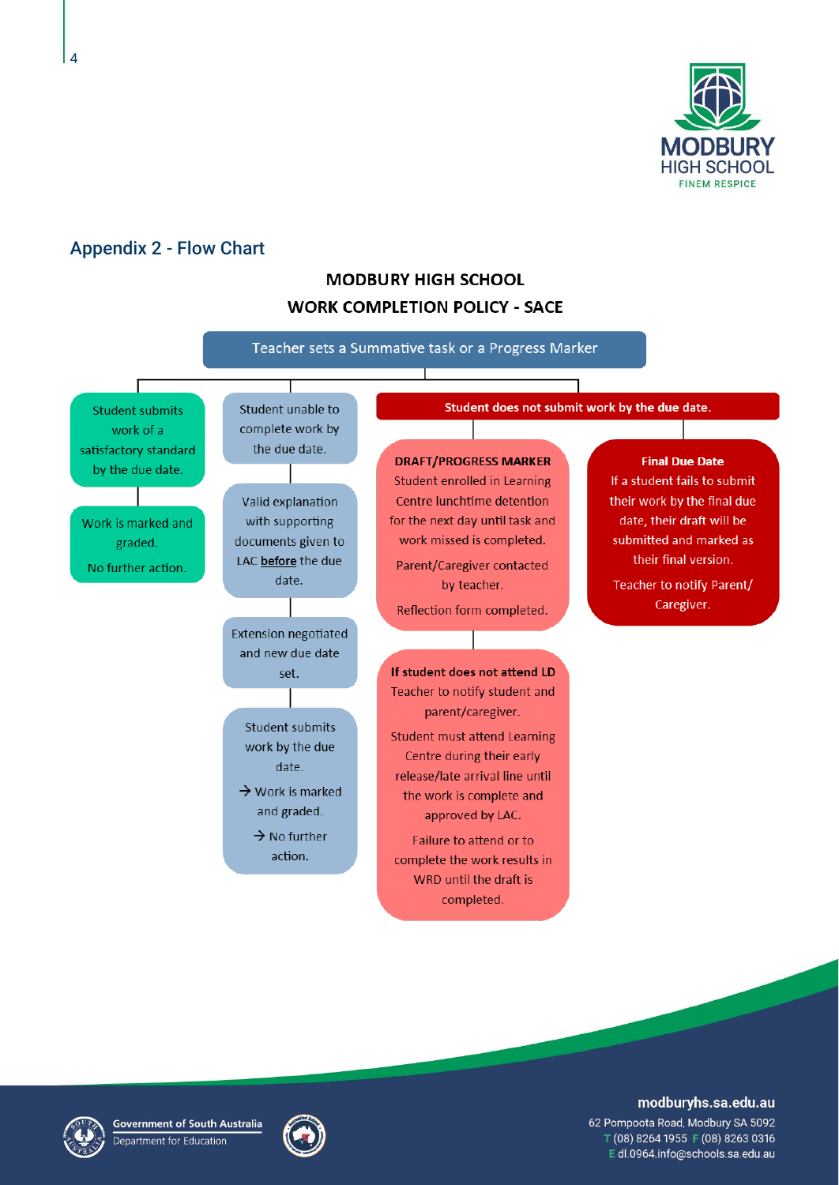## Appendix 2 - Flow Chart

**MODBURY HIGH SCHOOL**

**WORK COMPLETION POLICY - SACE**

Teacher sets a Summative task or a Progress Marker

Student submits work of a satisfactory standard by the due date.

Work is marked and graded.

No further action.

Student unable to complete work by the due date.

Valid explanation with supporting documents given to LAC **before** the due date.

Extension negotiated and new due date set.

Student submits work by the due date.

→ Work is marked and graded.

→ No further action.

**Student does not submit work by the due date.**

**DRAFT/PROGRESS MARKER**
Student enrolled in Learning Centre lunchtime detention for the next day until task and work missed is completed.

Parent/Caregiver contacted by teacher.

Reflection form completed.

**If student does not attend LD**
Teacher to notify student and parent/caregiver.

Student must attend Learning Centre during their early release/late arrival line until the work is complete and approved by LAC.

Failure to attend or to complete the work results in WRD until the draft is completed.

**Final Due Date**
If a student fails to submit their work by the final due date, their draft will be submitted and marked as their final version.

Teacher to notify Parent/Caregiver.

modburyhs.sa.edu.au
62 Pompoota Road, Modbury SA 5092
T (08) 8264 1955 F (08) 8263 0316
E dl.0964.info@schools.sa.edu.au